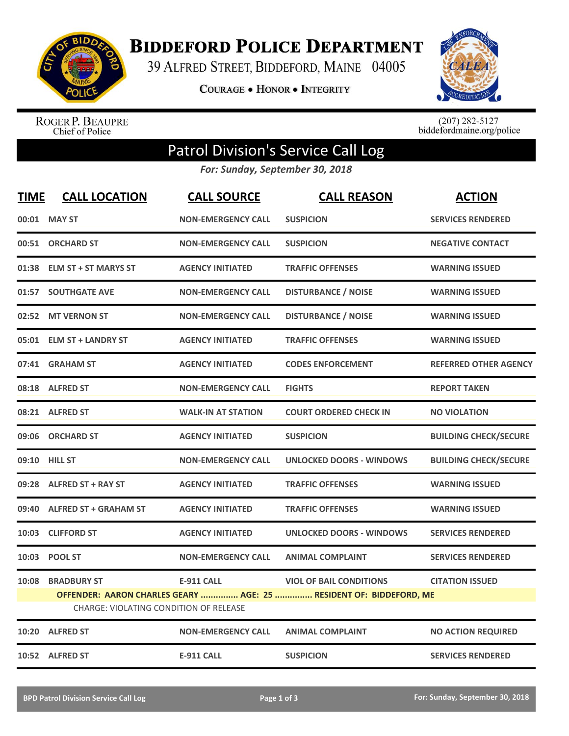# Biddeford Police Department

39 Alfred Street, Biddeford, Maine 04005

Courage • Honor • Integrity

Roger P. Beaupre
Chief of Police

(207) 282-5127
biddefordmaine.org/police

## Patrol Division's Service Call Log

*For: Sunday, September 30, 2018*

| TIME | CALL LOCATION | CALL SOURCE | CALL REASON | ACTION |
|---|---|---|---|---|
| 00:01 | MAY ST | NON-EMERGENCY CALL | SUSPICION | SERVICES RENDERED |
| 00:51 | ORCHARD ST | NON-EMERGENCY CALL | SUSPICION | NEGATIVE CONTACT |
| 01:38 | ELM ST + ST MARYS ST | AGENCY INITIATED | TRAFFIC OFFENSES | WARNING ISSUED |
| 01:57 | SOUTHGATE AVE | NON-EMERGENCY CALL | DISTURBANCE / NOISE | WARNING ISSUED |
| 02:52 | MT VERNON ST | NON-EMERGENCY CALL | DISTURBANCE / NOISE | WARNING ISSUED |
| 05:01 | ELM ST + LANDRY ST | AGENCY INITIATED | TRAFFIC OFFENSES | WARNING ISSUED |
| 07:41 | GRAHAM ST | AGENCY INITIATED | CODES ENFORCEMENT | REFERRED OTHER AGENCY |
| 08:18 | ALFRED ST | NON-EMERGENCY CALL | FIGHTS | REPORT TAKEN |
| 08:21 | ALFRED ST | WALK-IN AT STATION | COURT ORDERED CHECK IN | NO VIOLATION |
| 09:06 | ORCHARD ST | AGENCY INITIATED | SUSPICION | BUILDING CHECK/SECURE |
| 09:10 | HILL ST | NON-EMERGENCY CALL | UNLOCKED DOORS - WINDOWS | BUILDING CHECK/SECURE |
| 09:28 | ALFRED ST + RAY ST | AGENCY INITIATED | TRAFFIC OFFENSES | WARNING ISSUED |
| 09:40 | ALFRED ST + GRAHAM ST | AGENCY INITIATED | TRAFFIC OFFENSES | WARNING ISSUED |
| 10:03 | CLIFFORD ST | AGENCY INITIATED | UNLOCKED DOORS - WINDOWS | SERVICES RENDERED |
| 10:03 | POOL ST | NON-EMERGENCY CALL | ANIMAL COMPLAINT | SERVICES RENDERED |
| 10:08 | BRADBURY ST | E-911 CALL | VIOL OF BAIL CONDITIONS | CITATION ISSUED |
| | OFFENDER: AARON CHARLES GEARY ............... AGE: 25 ............... RESIDENT OF: BIDDEFORD, ME | | | |
| | CHARGE: VIOLATING CONDITION OF RELEASE | | | |
| 10:20 | ALFRED ST | NON-EMERGENCY CALL | ANIMAL COMPLAINT | NO ACTION REQUIRED |
| 10:52 | ALFRED ST | E-911 CALL | SUSPICION | SERVICES RENDERED |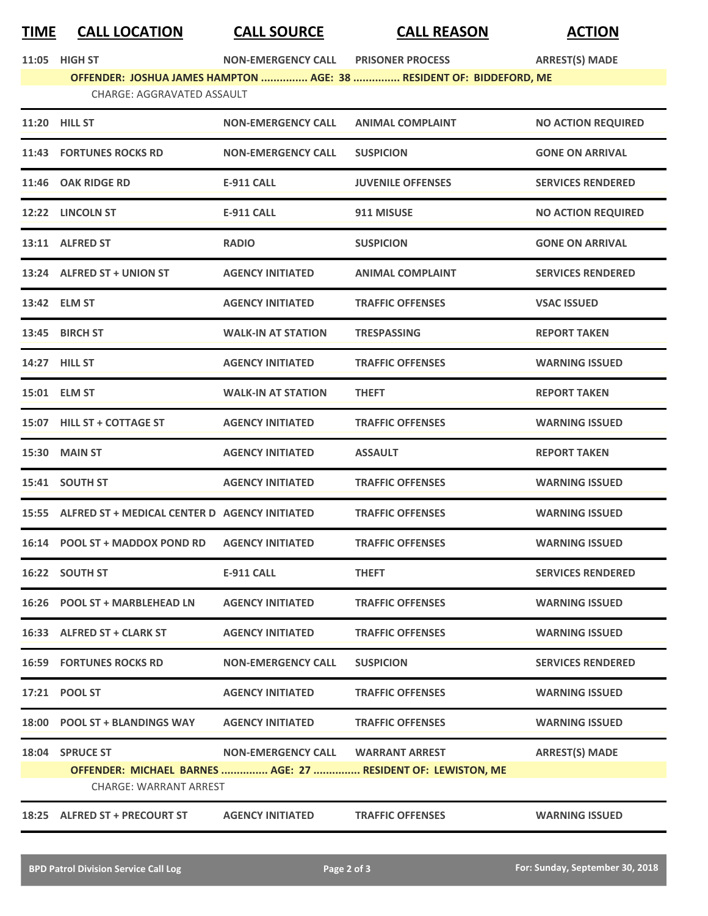| TIME | CALL LOCATION | CALL SOURCE | CALL REASON | ACTION |
|---|---|---|---|---|
| 11:05 | HIGH ST | NON-EMERGENCY CALL | PRISONER PROCESS | ARREST(S) MADE |
| | OFFENDER: JOSHUA JAMES HAMPTON ............... AGE: 38 ............... RESIDENT OF: BIDDEFORD, ME | | | |
| | CHARGE: AGGRAVATED ASSAULT | | | |
| 11:20 | HILL ST | NON-EMERGENCY CALL | ANIMAL COMPLAINT | NO ACTION REQUIRED |
| 11:43 | FORTUNES ROCKS RD | NON-EMERGENCY CALL | SUSPICION | GONE ON ARRIVAL |
| 11:46 | OAK RIDGE RD | E-911 CALL | JUVENILE OFFENSES | SERVICES RENDERED |
| 12:22 | LINCOLN ST | E-911 CALL | 911 MISUSE | NO ACTION REQUIRED |
| 13:11 | ALFRED ST | RADIO | SUSPICION | GONE ON ARRIVAL |
| 13:24 | ALFRED ST + UNION ST | AGENCY INITIATED | ANIMAL COMPLAINT | SERVICES RENDERED |
| 13:42 | ELM ST | AGENCY INITIATED | TRAFFIC OFFENSES | VSAC ISSUED |
| 13:45 | BIRCH ST | WALK-IN AT STATION | TRESPASSING | REPORT TAKEN |
| 14:27 | HILL ST | AGENCY INITIATED | TRAFFIC OFFENSES | WARNING ISSUED |
| 15:01 | ELM ST | WALK-IN AT STATION | THEFT | REPORT TAKEN |
| 15:07 | HILL ST + COTTAGE ST | AGENCY INITIATED | TRAFFIC OFFENSES | WARNING ISSUED |
| 15:30 | MAIN ST | AGENCY INITIATED | ASSAULT | REPORT TAKEN |
| 15:41 | SOUTH ST | AGENCY INITIATED | TRAFFIC OFFENSES | WARNING ISSUED |
| 15:55 | ALFRED ST + MEDICAL CENTER D | AGENCY INITIATED | TRAFFIC OFFENSES | WARNING ISSUED |
| 16:14 | POOL ST + MADDOX POND RD | AGENCY INITIATED | TRAFFIC OFFENSES | WARNING ISSUED |
| 16:22 | SOUTH ST | E-911 CALL | THEFT | SERVICES RENDERED |
| 16:26 | POOL ST + MARBLEHEAD LN | AGENCY INITIATED | TRAFFIC OFFENSES | WARNING ISSUED |
| 16:33 | ALFRED ST + CLARK ST | AGENCY INITIATED | TRAFFIC OFFENSES | WARNING ISSUED |
| 16:59 | FORTUNES ROCKS RD | NON-EMERGENCY CALL | SUSPICION | SERVICES RENDERED |
| 17:21 | POOL ST | AGENCY INITIATED | TRAFFIC OFFENSES | WARNING ISSUED |
| 18:00 | POOL ST + BLANDINGS WAY | AGENCY INITIATED | TRAFFIC OFFENSES | WARNING ISSUED |
| 18:04 | SPRUCE ST | NON-EMERGENCY CALL | WARRANT ARREST | ARREST(S) MADE |
| | OFFENDER: MICHAEL BARNES ............... AGE: 27 ............... RESIDENT OF: LEWISTON, ME | | | |
| | CHARGE: WARRANT ARREST | | | |
| 18:25 | ALFRED ST + PRECOURT ST | AGENCY INITIATED | TRAFFIC OFFENSES | WARNING ISSUED |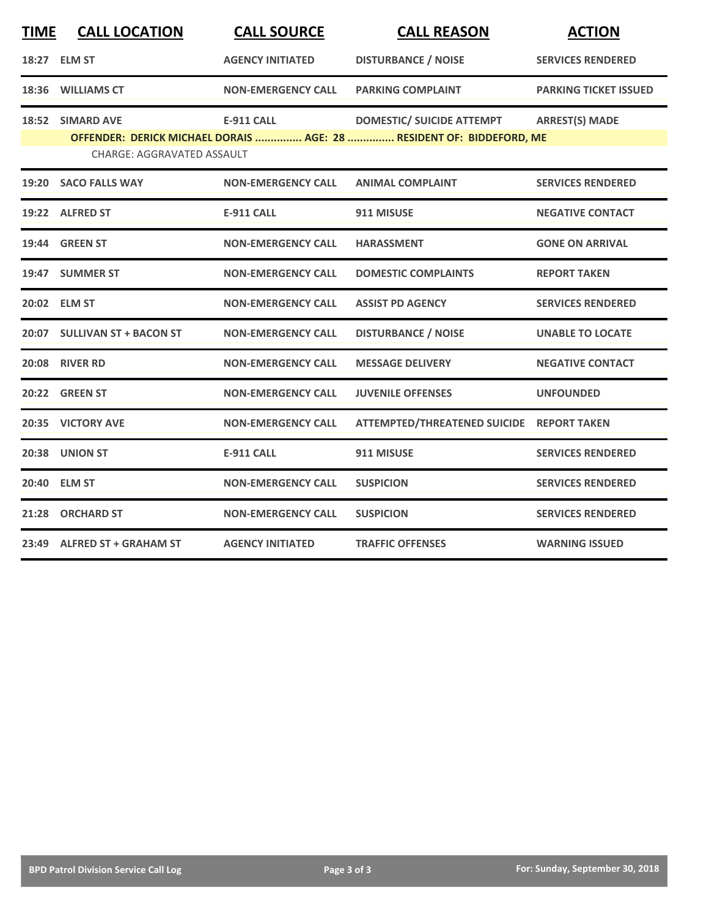| TIME | CALL LOCATION | CALL SOURCE | CALL REASON | ACTION |
|---|---|---|---|---|
| 18:27 | ELM ST | AGENCY INITIATED | DISTURBANCE / NOISE | SERVICES RENDERED |
| 18:36 | WILLIAMS CT | NON-EMERGENCY CALL | PARKING COMPLAINT | PARKING TICKET ISSUED |
| 18:52 | SIMARD AVE | E-911 CALL | DOMESTIC/ SUICIDE ATTEMPT | ARREST(S) MADE |
| | OFFENDER: DERICK MICHAEL DORAIS ............... AGE: 28 ............... RESIDENT OF: BIDDEFORD, ME | | | |
| | CHARGE: AGGRAVATED ASSAULT | | | |
| 19:20 | SACO FALLS WAY | NON-EMERGENCY CALL | ANIMAL COMPLAINT | SERVICES RENDERED |
| 19:22 | ALFRED ST | E-911 CALL | 911 MISUSE | NEGATIVE CONTACT |
| 19:44 | GREEN ST | NON-EMERGENCY CALL | HARASSMENT | GONE ON ARRIVAL |
| 19:47 | SUMMER ST | NON-EMERGENCY CALL | DOMESTIC COMPLAINTS | REPORT TAKEN |
| 20:02 | ELM ST | NON-EMERGENCY CALL | ASSIST PD AGENCY | SERVICES RENDERED |
| 20:07 | SULLIVAN ST + BACON ST | NON-EMERGENCY CALL | DISTURBANCE / NOISE | UNABLE TO LOCATE |
| 20:08 | RIVER RD | NON-EMERGENCY CALL | MESSAGE DELIVERY | NEGATIVE CONTACT |
| 20:22 | GREEN ST | NON-EMERGENCY CALL | JUVENILE OFFENSES | UNFOUNDED |
| 20:35 | VICTORY AVE | NON-EMERGENCY CALL | ATTEMPTED/THREATENED SUICIDE | REPORT TAKEN |
| 20:38 | UNION ST | E-911 CALL | 911 MISUSE | SERVICES RENDERED |
| 20:40 | ELM ST | NON-EMERGENCY CALL | SUSPICION | SERVICES RENDERED |
| 21:28 | ORCHARD ST | NON-EMERGENCY CALL | SUSPICION | SERVICES RENDERED |
| 23:49 | ALFRED ST + GRAHAM ST | AGENCY INITIATED | TRAFFIC OFFENSES | WARNING ISSUED |